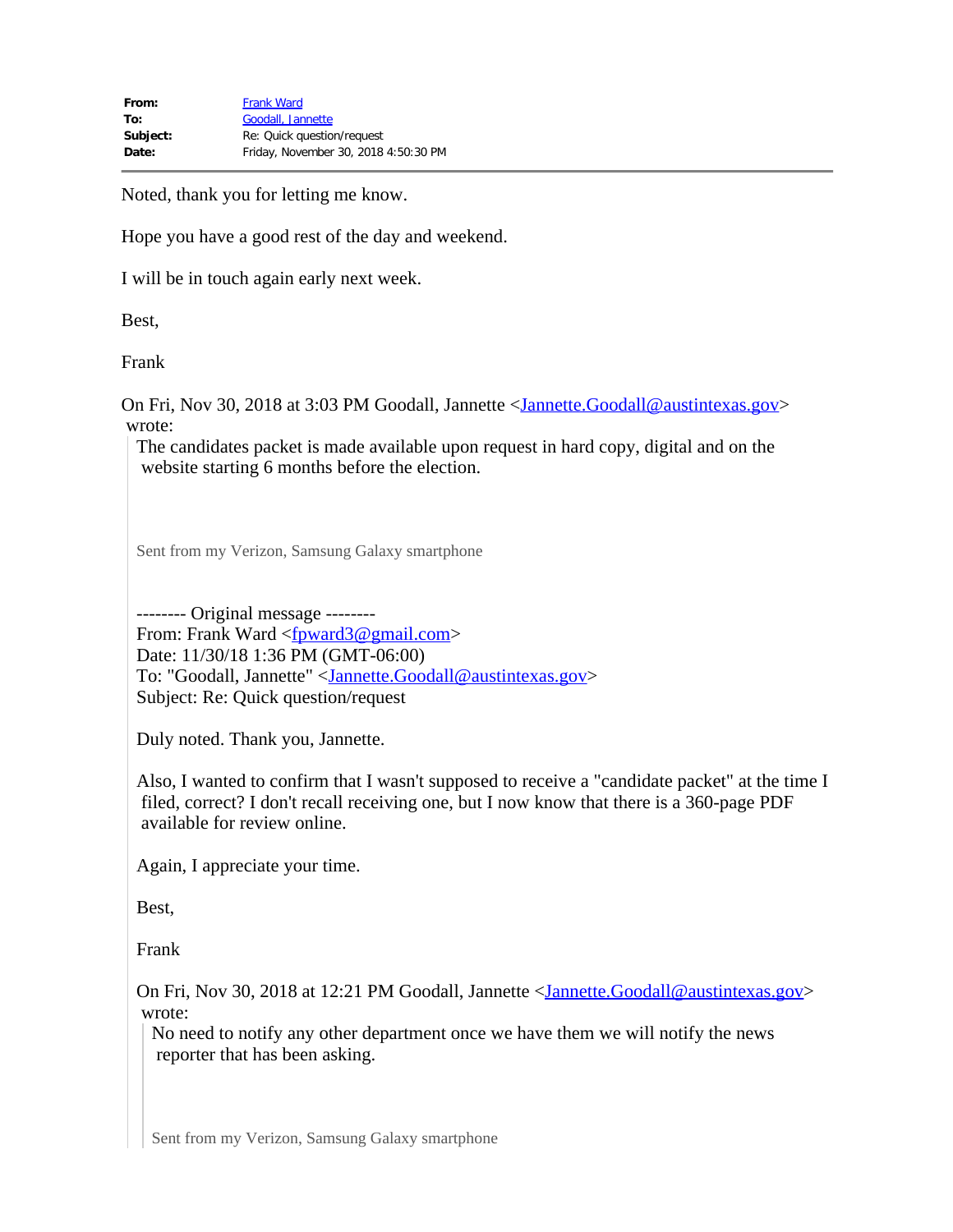**From:** Frank Ward
**To:** Goodall, Jannette
**Subject:** Re: Quick question/request
**Date:** Friday, November 30, 2018 4:50:30 PM

---

Noted, thank you for letting me know.

Hope you have a good rest of the day and weekend.

I will be in touch again early next week.

Best,

Frank

On Fri, Nov 30, 2018 at 3:03 PM Goodall, Jannette <Jannette.Goodall@austintexas.gov> wrote:

> The candidates packet is made available upon request in hard copy, digital and on the website starting 6 months before the election.
>
> Sent from my Verizon, Samsung Galaxy smartphone
>
> -------- Original message --------
> From: Frank Ward <fpward3@gmail.com>
> Date: 11/30/18 1:36 PM (GMT-06:00)
> To: "Goodall, Jannette" <Jannette.Goodall@austintexas.gov>
> Subject: Re: Quick question/request
>
> Duly noted. Thank you, Jannette.
>
> Also, I wanted to confirm that I wasn't supposed to receive a "candidate packet" at the time I filed, correct? I don't recall receiving one, but I now know that there is a 360-page PDF available for review online.
>
> Again, I appreciate your time.
>
> Best,
>
> Frank
>
> On Fri, Nov 30, 2018 at 12:21 PM Goodall, Jannette <Jannette.Goodall@austintexas.gov> wrote:
>
>> No need to notify any other department once we have them we will notify the news reporter that has been asking.
>>
>> Sent from my Verizon, Samsung Galaxy smartphone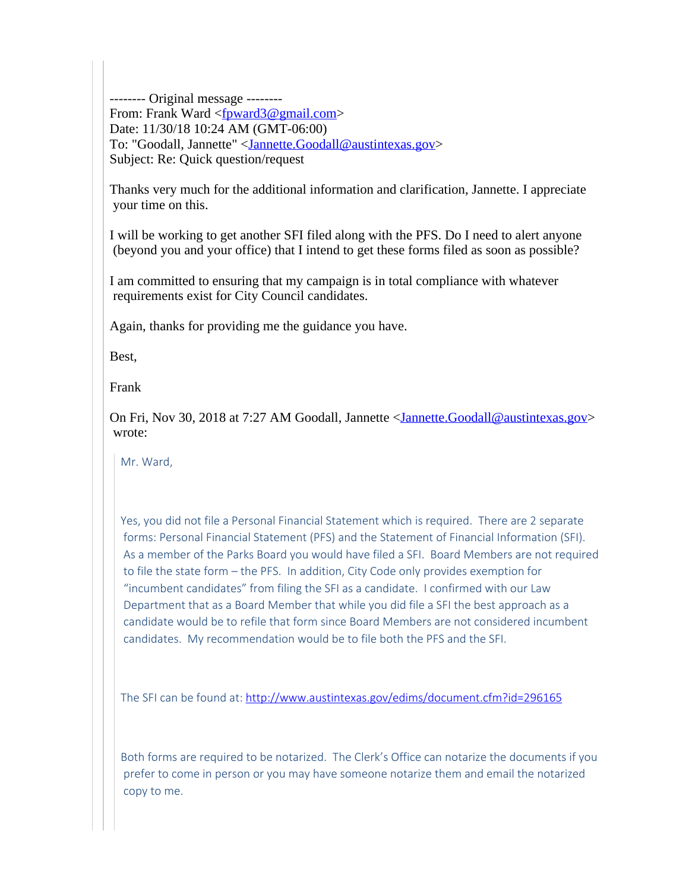-------- Original message --------
From: Frank Ward <fpward3@gmail.com>
Date: 11/30/18 10:24 AM (GMT-06:00)
To: "Goodall, Jannette" <Jannette.Goodall@austintexas.gov>
Subject: Re: Quick question/request

Thanks very much for the additional information and clarification, Jannette. I appreciate your time on this.

I will be working to get another SFI filed along with the PFS. Do I need to alert anyone (beyond you and your office) that I intend to get these forms filed as soon as possible?

I am committed to ensuring that my campaign is in total compliance with whatever requirements exist for City Council candidates.

Again, thanks for providing me the guidance you have.

Best,

Frank

On Fri, Nov 30, 2018 at 7:27 AM Goodall, Jannette <Jannette.Goodall@austintexas.gov> wrote:

> Mr. Ward,
>
> Yes, you did not file a Personal Financial Statement which is required. There are 2 separate forms: Personal Financial Statement (PFS) and the Statement of Financial Information (SFI). As a member of the Parks Board you would have filed a SFI. Board Members are not required to file the state form – the PFS. In addition, City Code only provides exemption for "incumbent candidates" from filing the SFI as a candidate. I confirmed with our Law Department that as a Board Member that while you did file a SFI the best approach as a candidate would be to refile that form since Board Members are not considered incumbent candidates. My recommendation would be to file both the PFS and the SFI.
>
> The SFI can be found at: http://www.austintexas.gov/edims/document.cfm?id=296165
>
> Both forms are required to be notarized. The Clerk's Office can notarize the documents if you prefer to come in person or you may have someone notarize them and email the notarized copy to me.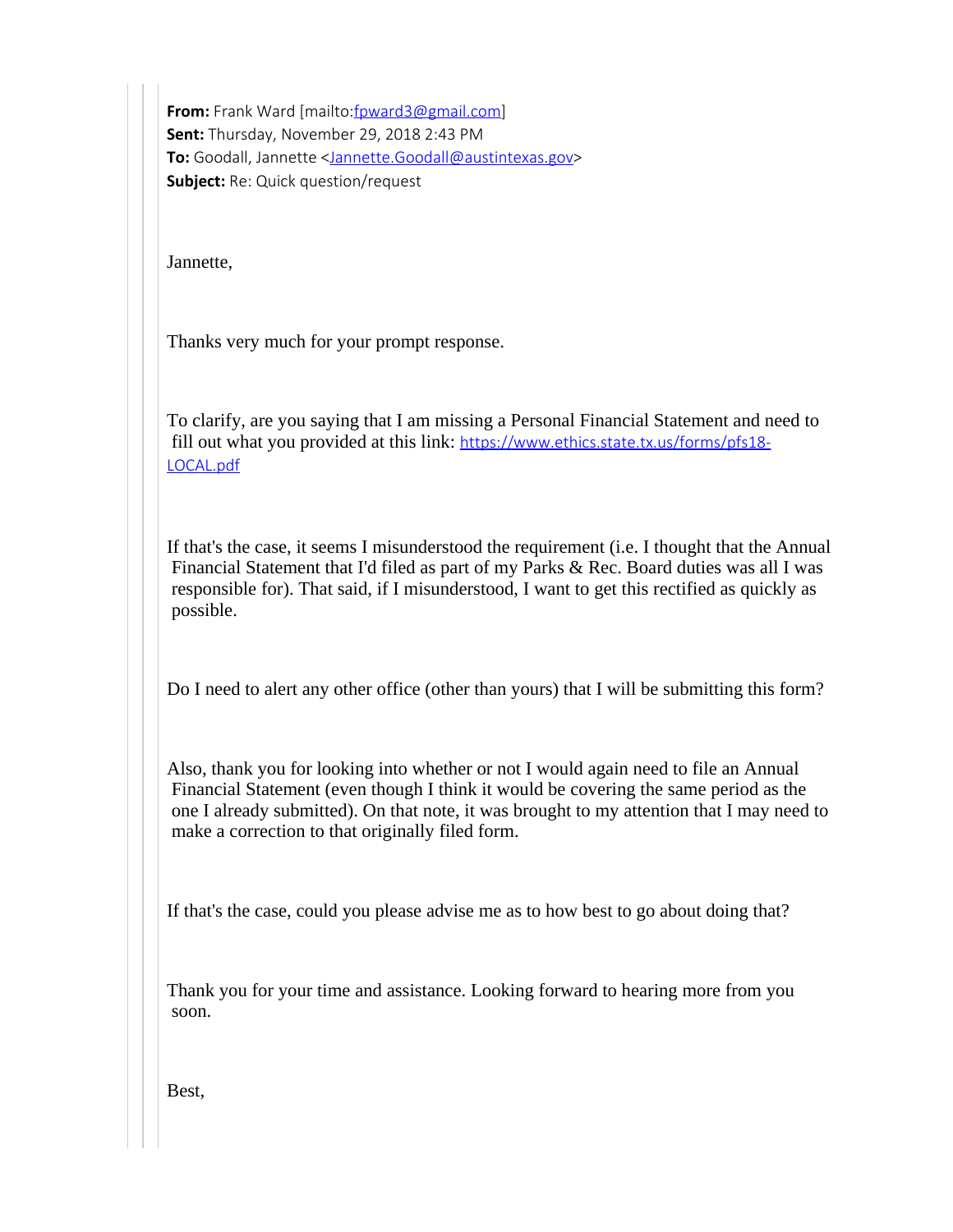**From:** Frank Ward [mailto:fpward3@gmail.com]
**Sent:** Thursday, November 29, 2018 2:43 PM
**To:** Goodall, Jannette <Jannette.Goodall@austintexas.gov>
**Subject:** Re: Quick question/request

Jannette,

Thanks very much for your prompt response.

To clarify, are you saying that I am missing a Personal Financial Statement and need to fill out what you provided at this link: https://www.ethics.state.tx.us/forms/pfs18-LOCAL.pdf

If that's the case, it seems I misunderstood the requirement (i.e. I thought that the Annual Financial Statement that I'd filed as part of my Parks & Rec. Board duties was all I was responsible for). That said, if I misunderstood, I want to get this rectified as quickly as possible.

Do I need to alert any other office (other than yours) that I will be submitting this form?

Also, thank you for looking into whether or not I would again need to file an Annual Financial Statement (even though I think it would be covering the same period as the one I already submitted). On that note, it was brought to my attention that I may need to make a correction to that originally filed form.

If that's the case, could you please advise me as to how best to go about doing that?

Thank you for your time and assistance. Looking forward to hearing more from you soon.

Best,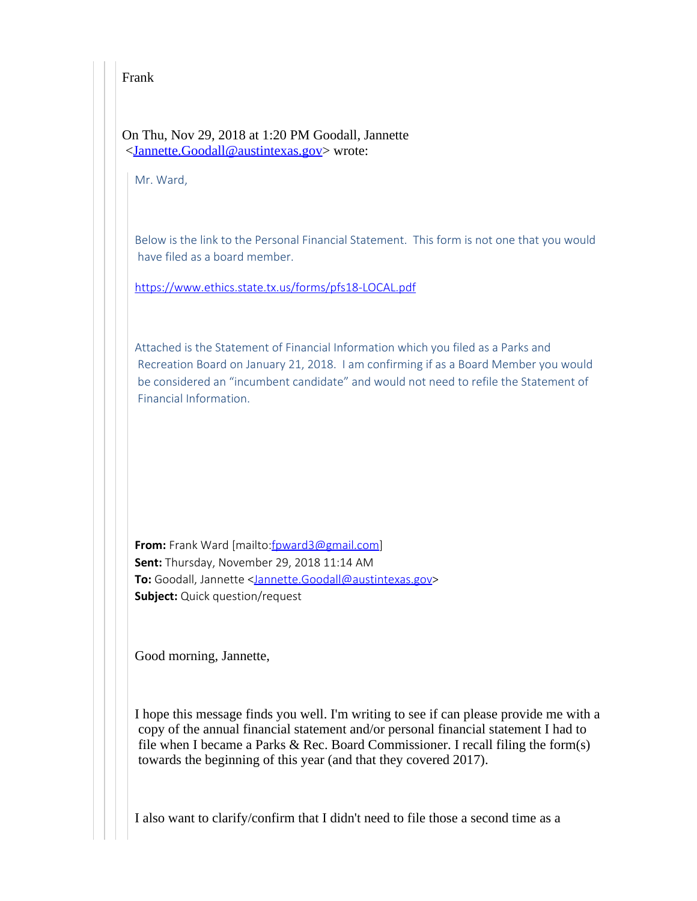Frank

On Thu, Nov 29, 2018 at 1:20 PM Goodall, Jannette <Jannette.Goodall@austintexas.gov> wrote:

> Mr. Ward,
>
> Below is the link to the Personal Financial Statement. This form is not one that you would have filed as a board member.
>
> https://www.ethics.state.tx.us/forms/pfs18-LOCAL.pdf
>
> Attached is the Statement of Financial Information which you filed as a Parks and Recreation Board on January 21, 2018. I am confirming if as a Board Member you would be considered an "incumbent candidate" and would not need to refile the Statement of Financial Information.
>
> **From:** Frank Ward [mailto:fpward3@gmail.com]
> **Sent:** Thursday, November 29, 2018 11:14 AM
> **To:** Goodall, Jannette <Jannette.Goodall@austintexas.gov>
> **Subject:** Quick question/request
>
> Good morning, Jannette,
>
> I hope this message finds you well. I'm writing to see if can please provide me with a copy of the annual financial statement and/or personal financial statement I had to file when I became a Parks & Rec. Board Commissioner. I recall filing the form(s) towards the beginning of this year (and that they covered 2017).
>
> I also want to clarify/confirm that I didn't need to file those a second time as a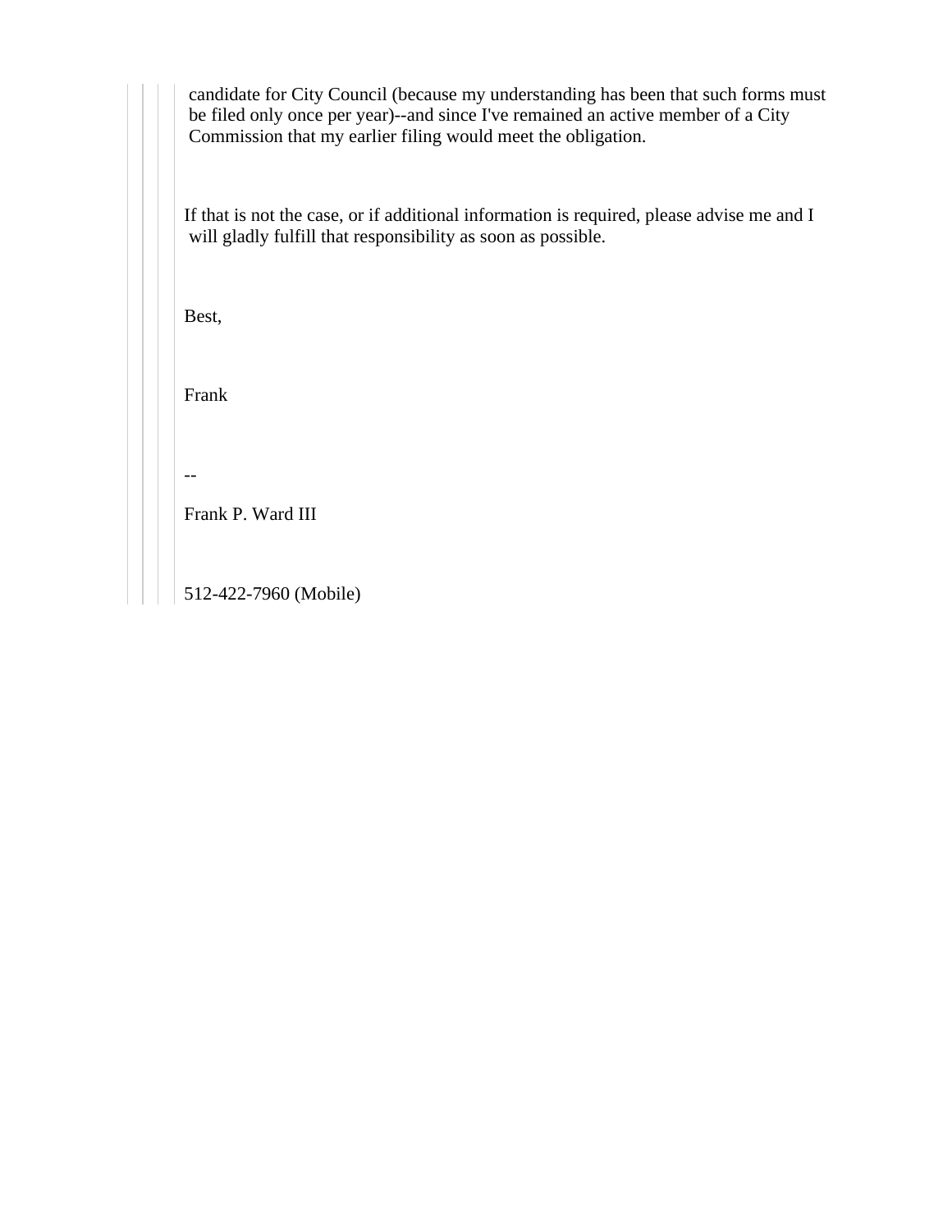candidate for City Council (because my understanding has been that such forms must be filed only once per year)--and since I've remained an active member of a City Commission that my earlier filing would meet the obligation.

If that is not the case, or if additional information is required, please advise me and I will gladly fulfill that responsibility as soon as possible.

Best,

Frank

--

Frank P. Ward III

512-422-7960 (Mobile)